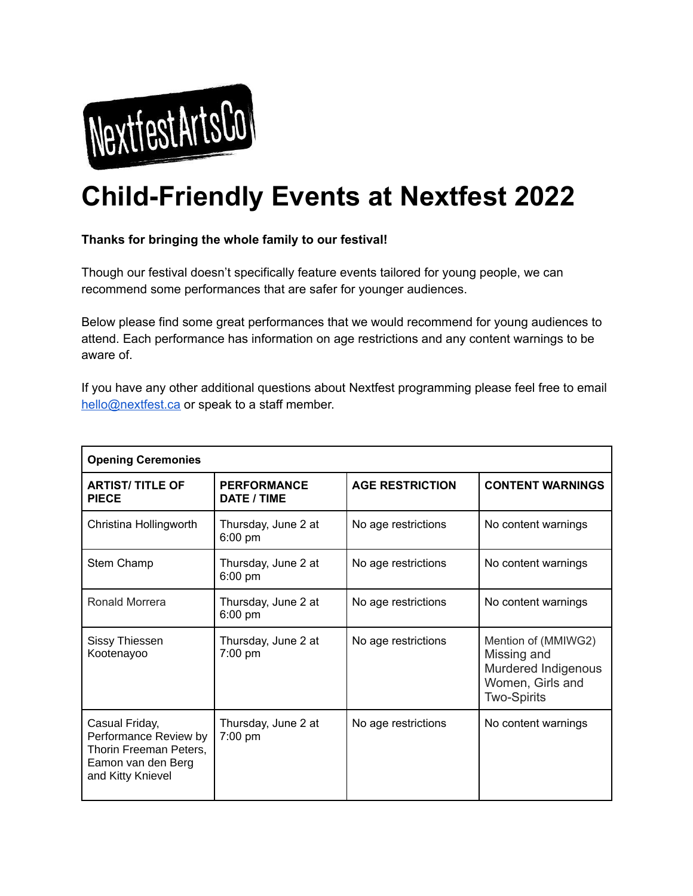# Child-Friendly Events at Nextfest 2022

**Thanks for bringing the whole family to our festival!**

Though our festival doesn't specifically feature events tailored for young people, we can recommend some performances that are safer for younger audiences.

Below please find some great performances that we would recommend for young audiences to attend. Each performance has information on age restrictions and any content warnings to be aware of.

If you have any other additional questions about Nextfest programming please feel free to email hello@nextfest.ca or speak to a staff member.

| **Opening Ceremonies** | | | |
|---|---|---|---|
| **ARTIST/ TITLE OF PIECE** | **PERFORMANCE DATE / TIME** | **AGE RESTRICTION** | **CONTENT WARNINGS** |
| Christina Hollingworth | Thursday, June 2 at 6:00 pm | No age restrictions | No content warnings |
| Stem Champ | Thursday, June 2 at 6:00 pm | No age restrictions | No content warnings |
| Ronald Morrera | Thursday, June 2 at 6:00 pm | No age restrictions | No content warnings |
| Sissy Thiessen Kootenayoo | Thursday, June 2 at 7:00 pm | No age restrictions | Mention of (MMIWG2) Missing and Murdered Indigenous Women, Girls and Two-Spirits |
| Casual Friday, Performance Review by Thorin Freeman Peters, Eamon van den Berg and Kitty Knievel | Thursday, June 2 at 7:00 pm | No age restrictions | No content warnings |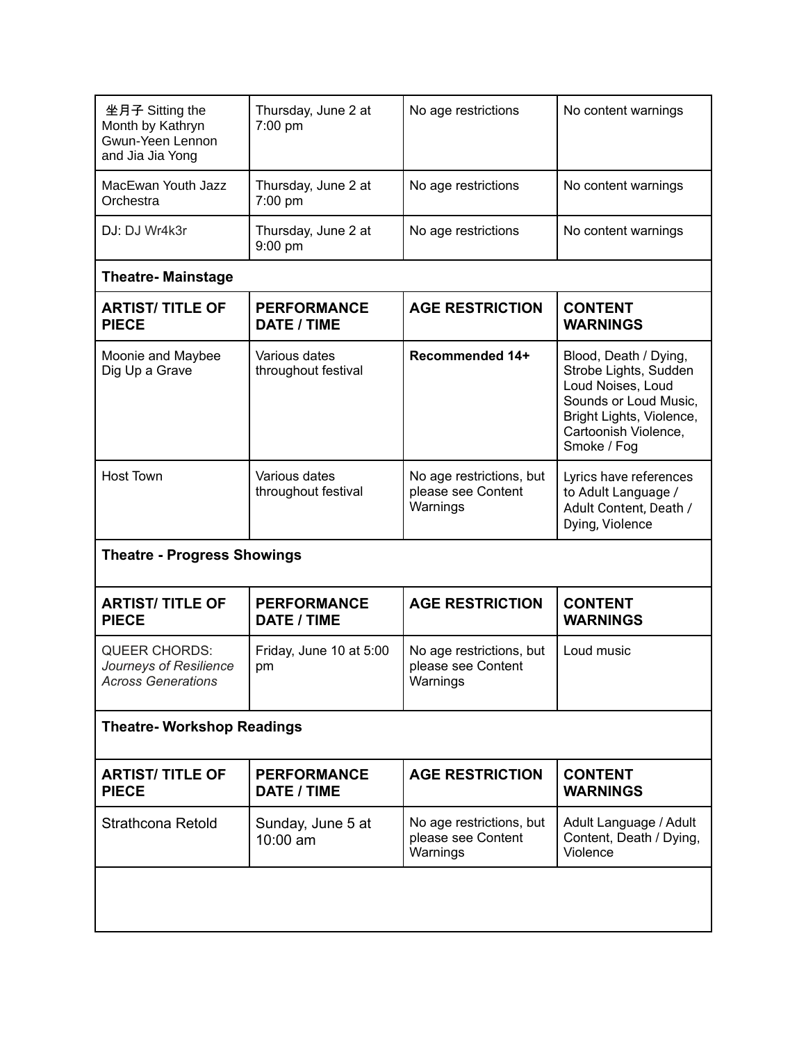| 坐月子 Sitting the Month by Kathryn Gwun-Yeen Lennon and Jia Jia Yong | Thursday, June 2 at 7:00 pm | No age restrictions | No content warnings |
|---|---|---|---|
| MacEwan Youth Jazz Orchestra | Thursday, June 2 at 7:00 pm | No age restrictions | No content warnings |
| DJ: DJ Wr4k3r | Thursday, June 2 at 9:00 pm | No age restrictions | No content warnings |

**Theatre- Mainstage**

| **ARTIST/ TITLE OF PIECE** | **PERFORMANCE DATE / TIME** | **AGE RESTRICTION** | **CONTENT WARNINGS** |
|---|---|---|---|
| Moonie and Maybee Dig Up a Grave | Various dates throughout festival | **Recommended 14+** | Blood, Death / Dying, Strobe Lights, Sudden Loud Noises, Loud Sounds or Loud Music, Bright Lights, Violence, Cartoonish Violence, Smoke / Fog |
| Host Town | Various dates throughout festival | No age restrictions, but please see Content Warnings | Lyrics have references to Adult Language / Adult Content, Death / Dying, Violence |

**Theatre - Progress Showings**

| **ARTIST/ TITLE OF PIECE** | **PERFORMANCE DATE / TIME** | **AGE RESTRICTION** | **CONTENT WARNINGS** |
|---|---|---|---|
| QUEER CHORDS: *Journeys of Resilience Across Generations* | Friday, June 10 at 5:00 pm | No age restrictions, but please see Content Warnings | Loud music |

**Theatre- Workshop Readings**

| **ARTIST/ TITLE OF PIECE** | **PERFORMANCE DATE / TIME** | **AGE RESTRICTION** | **CONTENT WARNINGS** |
|---|---|---|---|
| Strathcona Retold | Sunday, June 5 at 10:00 am | No age restrictions, but please see Content Warnings | Adult Language / Adult Content, Death / Dying, Violence |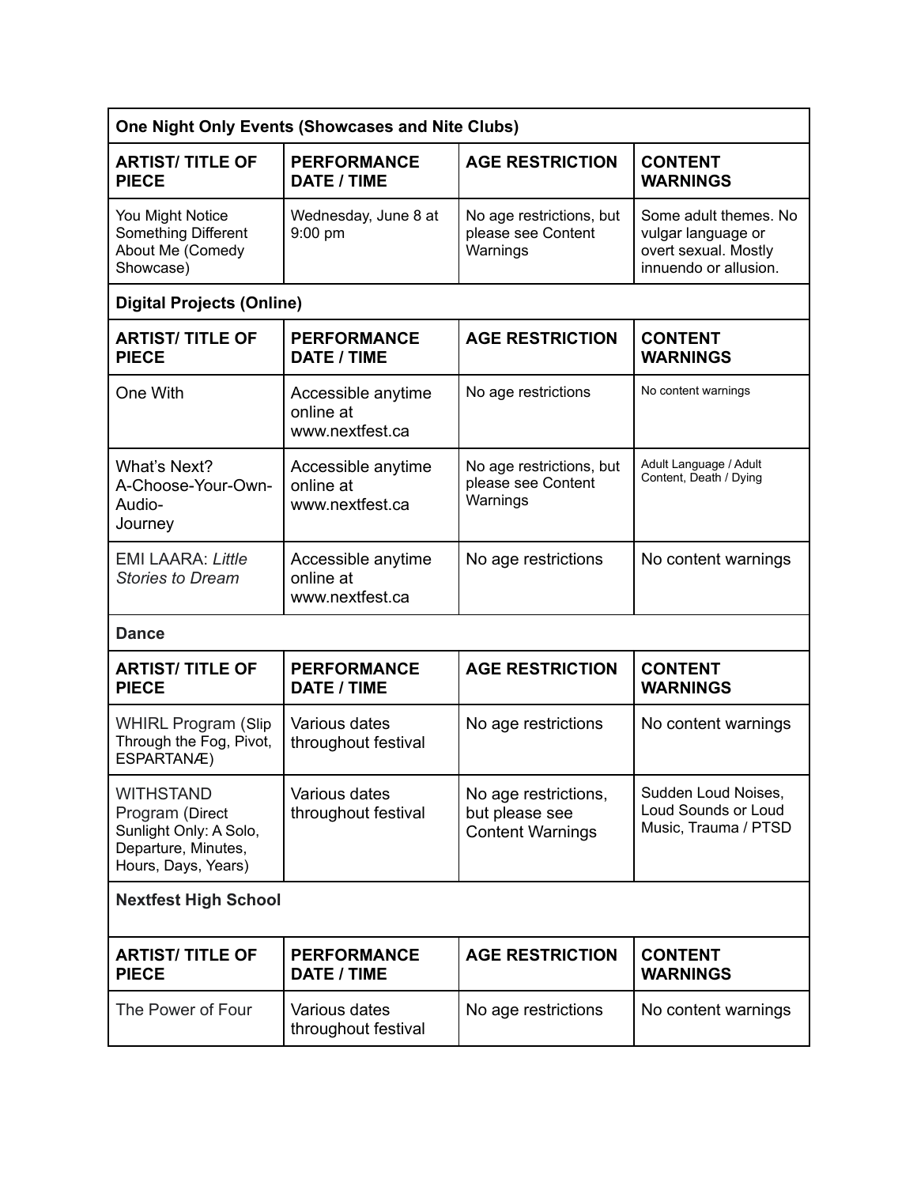| One Night Only Events (Showcases and Nite Clubs) | | | |
|---|---|---|---|
| **ARTIST/ TITLE OF PIECE** | **PERFORMANCE DATE / TIME** | **AGE RESTRICTION** | **CONTENT WARNINGS** |
| You Might Notice Something Different About Me (Comedy Showcase) | Wednesday, June 8 at 9:00 pm | No age restrictions, but please see Content Warnings | Some adult themes. No vulgar language or overt sexual. Mostly innuendo or allusion. |
| **Digital Projects (Online)** | | | |
| **ARTIST/ TITLE OF PIECE** | **PERFORMANCE DATE / TIME** | **AGE RESTRICTION** | **CONTENT WARNINGS** |
| One With | Accessible anytime online at www.nextfest.ca | No age restrictions | No content warnings |
| What's Next? A-Choose-Your-Own-Audio-Journey | Accessible anytime online at www.nextfest.ca | No age restrictions, but please see Content Warnings | Adult Language / Adult Content, Death / Dying |
| EMI LAARA: *Little Stories to Dream* | Accessible anytime online at www.nextfest.ca | No age restrictions | No content warnings |
| **Dance** | | | |
| **ARTIST/ TITLE OF PIECE** | **PERFORMANCE DATE / TIME** | **AGE RESTRICTION** | **CONTENT WARNINGS** |
| WHIRL Program (Slip Through the Fog, Pivot, ESPARTANÆ) | Various dates throughout festival | No age restrictions | No content warnings |
| WITHSTAND Program (Direct Sunlight Only: A Solo, Departure, Minutes, Hours, Days, Years) | Various dates throughout festival | No age restrictions, but please see Content Warnings | Sudden Loud Noises, Loud Sounds or Loud Music, Trauma / PTSD |
| **Nextfest High School** | | | |
| **ARTIST/ TITLE OF PIECE** | **PERFORMANCE DATE / TIME** | **AGE RESTRICTION** | **CONTENT WARNINGS** |
| The Power of Four | Various dates throughout festival | No age restrictions | No content warnings |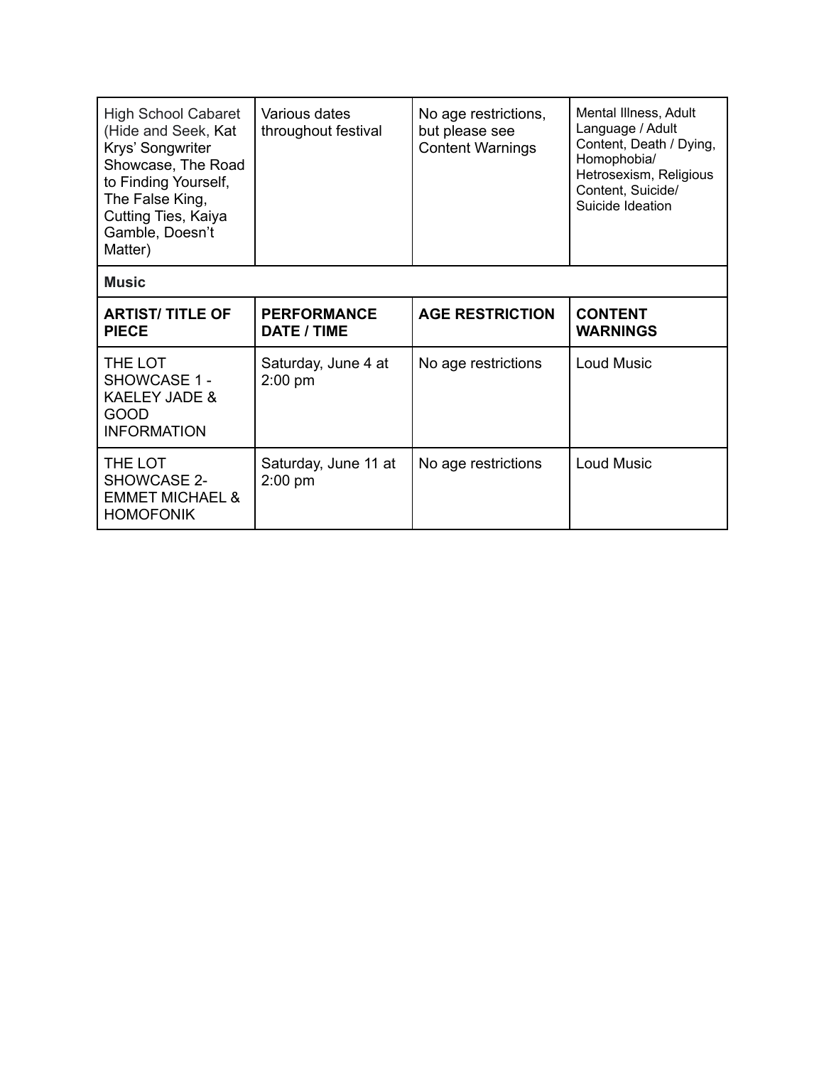| | | | |
|---|---|---|---|
| High School Cabaret (Hide and Seek, Kat Krys' Songwriter Showcase, The Road to Finding Yourself, The False King, Cutting Ties, Kaiya Gamble, Doesn't Matter) | Various dates throughout festival | No age restrictions, but please see Content Warnings | Mental Illness, Adult Language / Adult Content, Death / Dying, Homophobia/ Hetrosexism, Religious Content, Suicide/ Suicide Ideation |

**Music**

| ARTIST/ TITLE OF PIECE | PERFORMANCE DATE / TIME | AGE RESTRICTION | CONTENT WARNINGS |
|---|---|---|---|
| THE LOT SHOWCASE 1 - KAELEY JADE & GOOD INFORMATION | Saturday, June 4 at 2:00 pm | No age restrictions | Loud Music |
| THE LOT SHOWCASE 2- EMMET MICHAEL & HOMOFONIK | Saturday, June 11 at 2:00 pm | No age restrictions | Loud Music |